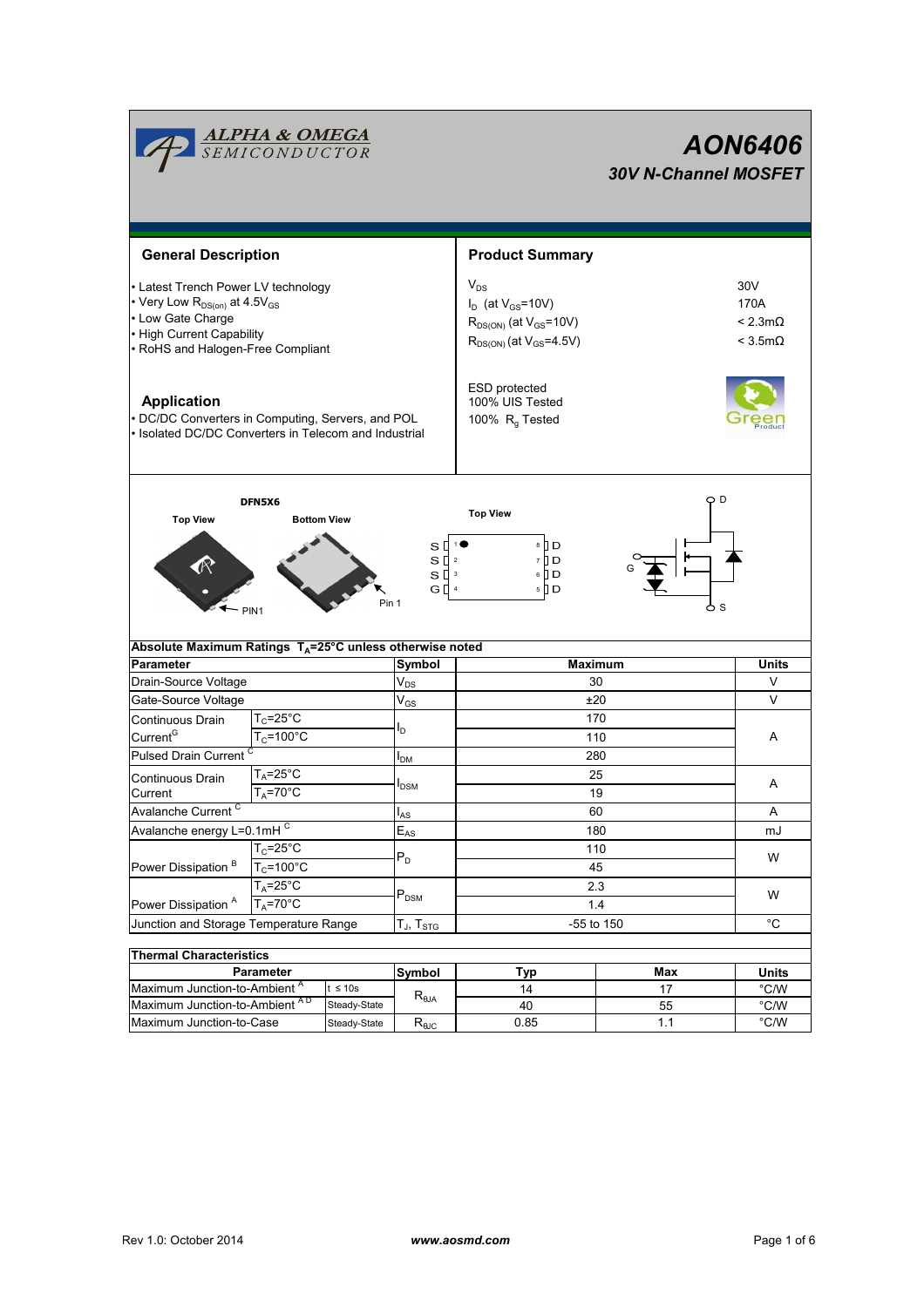# AON6406

## 30V N-Channel MOSFET

## General Description

- Latest Trench Power LV technology
- Very Low $R_{DS(on)}$ at $4.5V_{GS}$
- Low Gate Charge
- High Current Capability
- RoHS and Halogen-Free Compliant

## Application

- DC/DC Converters in Computing, Servers, and POL
- Isolated DC/DC Converters in Telecom and Industrial

## Product Summary

| | |
|---|---|
| $V_{DS}$ | 30V |
| $I_D$ (at $V_{GS}$=10V) | 170A |
| $R_{DS(ON)}$ (at $V_{GS}$=10V) | < 2.3mΩ |
| $R_{DS(ON)}$ (at $V_{GS}$=4.5V) | < 3.5mΩ |

ESD protected
100% UIS Tested
100% $R_g$ Tested

DFN5X6

Top View    Bottom View    PIN1    Pin 1

Top View

S 1 ● 8 D
S 2 7 D
S 3 6 D
G 4 5 D

D
G
S

**Absolute Maximum Ratings $T_A$=25°C unless otherwise noted**

| Parameter | | Symbol | Maximum | Units |
|---|---|---|---|---|
| Drain-Source Voltage | | $V_{DS}$ | 30 | V |
| Gate-Source Voltage | | $V_{GS}$ | ±20 | V |
| Continuous Drain Current[G] | $T_C$=25°C | $I_D$ | 170 | A |
| | $T_C$=100°C | | 110 | |
| Pulsed Drain Current [C] | | $I_{DM}$ | 280 | |
| Continuous Drain Current | $T_A$=25°C | $I_{DSM}$ | 25 | A |
| | $T_A$=70°C | | 19 | |
| Avalanche Current [C] | | $I_{AS}$ | 60 | A |
| Avalanche energy L=0.1mH [C] | | $E_{AS}$ | 180 | mJ |
| Power Dissipation [B] | $T_C$=25°C | $P_D$ | 110 | W |
| | $T_C$=100°C | | 45 | |
| Power Dissipation [A] | $T_A$=25°C | $P_{DSM}$ | 2.3 | W |
| | $T_A$=70°C | | 1.4 | |
| Junction and Storage Temperature Range | | $T_J$, $T_{STG}$ | -55 to 150 | °C |

**Thermal Characteristics**

| Parameter | | Symbol | Typ | Max | Units |
|---|---|---|---|---|---|
| Maximum Junction-to-Ambient [A] | t ≤ 10s | $R_{\theta JA}$ | 14 | 17 | °C/W |
| Maximum Junction-to-Ambient [A D] | Steady-State | | 40 | 55 | °C/W |
| Maximum Junction-to-Case | Steady-State | $R_{\theta JC}$ | 0.85 | 1.1 | °C/W |

Rev 1.0: October 2014    www.aosmd.com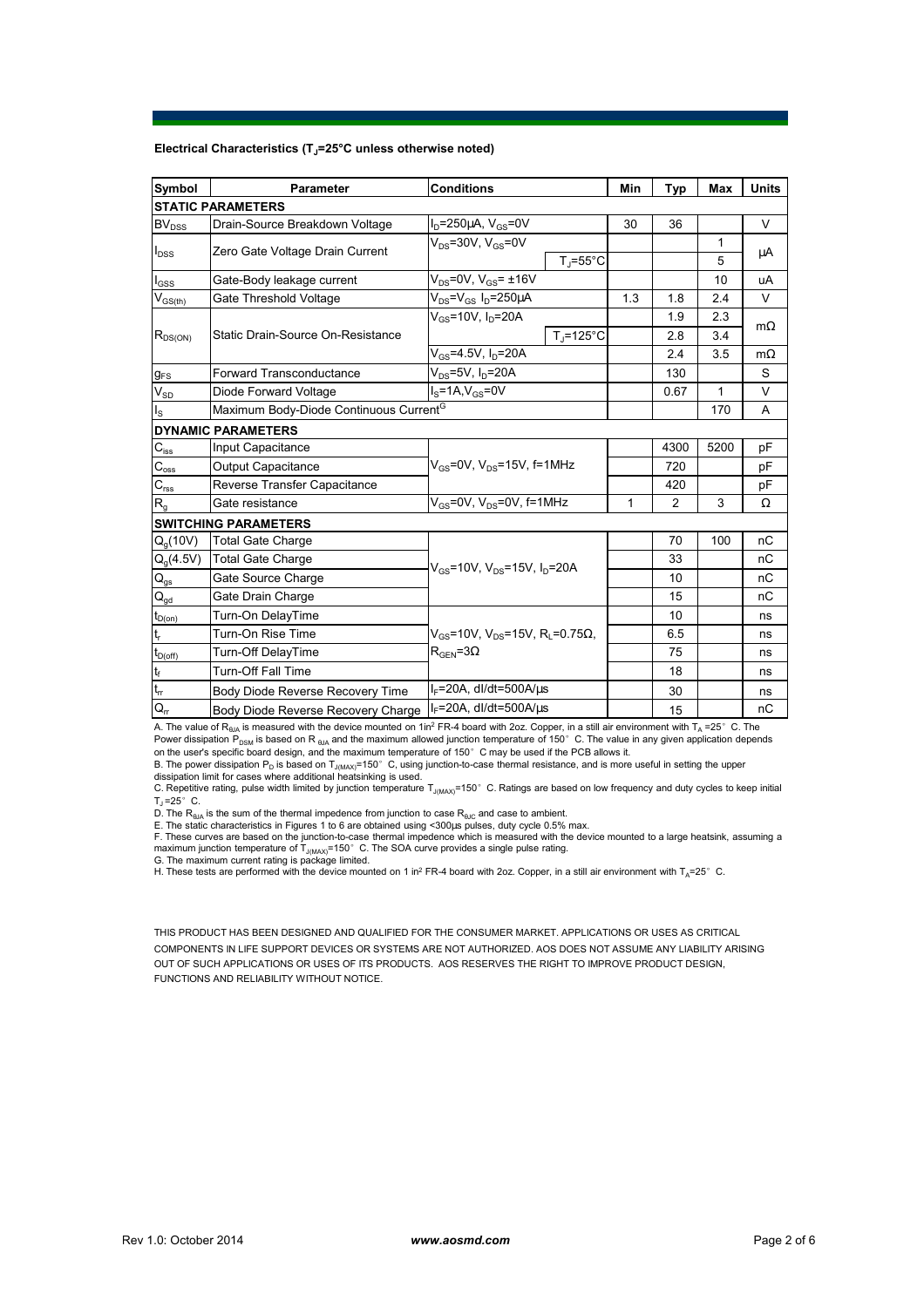**Electrical Characteristics ($T_J$=25°C unless otherwise noted)**

| Symbol | Parameter | Conditions | | Min | Typ | Max | Units |
|---|---|---|---|---|---|---|---|
| **STATIC PARAMETERS** | | | | | | | |
| $BV_{DSS}$ | Drain-Source Breakdown Voltage | $I_D$=250µA, $V_{GS}$=0V | | 30 | 36 | | V |
| $I_{DSS}$ | Zero Gate Voltage Drain Current | $V_{DS}$=30V, $V_{GS}$=0V | | | | 1 | µA |
| | | | $T_J$=55°C | | | 5 | |
| $I_{GSS}$ | Gate-Body leakage current | $V_{DS}$=0V, $V_{GS}$= ±16V | | | | 10 | uA |
| $V_{GS(th)}$ | Gate Threshold Voltage | $V_{DS}$=$V_{GS}$ $I_D$=250µA | | 1.3 | 1.8 | 2.4 | V |
| $R_{DS(ON)}$ | Static Drain-Source On-Resistance | $V_{GS}$=10V, $I_D$=20A | | | 1.9 | 2.3 | mΩ |
| | | | $T_J$=125°C | | 2.8 | 3.4 | |
| | | $V_{GS}$=4.5V, $I_D$=20A | | | 2.4 | 3.5 | mΩ |
| $g_{FS}$ | Forward Transconductance | $V_{DS}$=5V, $I_D$=20A | | | 130 | | S |
| $V_{SD}$ | Diode Forward Voltage | $I_S$=1A,$V_{GS}$=0V | | | 0.67 | 1 | V |
| $I_S$ | Maximum Body-Diode Continuous Current[G] | | | | | 170 | A |
| **DYNAMIC PARAMETERS** | | | | | | | |
| $C_{iss}$ | Input Capacitance | $V_{GS}$=0V, $V_{DS}$=15V, f=1MHz | | | 4300 | 5200 | pF |
| $C_{oss}$ | Output Capacitance | | | | 720 | | pF |
| $C_{rss}$ | Reverse Transfer Capacitance | | | | 420 | | pF |
| $R_g$ | Gate resistance | $V_{GS}$=0V, $V_{DS}$=0V, f=1MHz | | 1 | 2 | 3 | Ω |
| **SWITCHING PARAMETERS** | | | | | | | |
| $Q_g$(10V) | Total Gate Charge | $V_{GS}$=10V, $V_{DS}$=15V, $I_D$=20A | | | 70 | 100 | nC |
| $Q_g$(4.5V) | Total Gate Charge | | | | 33 | | nC |
| $Q_{gs}$ | Gate Source Charge | | | | 10 | | nC |
| $Q_{gd}$ | Gate Drain Charge | | | | 15 | | nC |
| $t_{D(on)}$ | Turn-On DelayTime | $V_{GS}$=10V, $V_{DS}$=15V, $R_L$=0.75Ω, $R_{GEN}$=3Ω | | | 10 | | ns |
| $t_r$ | Turn-On Rise Time | | | | 6.5 | | ns |
| $t_{D(off)}$ | Turn-Off DelayTime | | | | 75 | | ns |
| $t_f$ | Turn-Off Fall Time | | | | 18 | | ns |
| $t_{rr}$ | Body Diode Reverse Recovery Time | $I_F$=20A, dI/dt=500A/µs | | | 30 | | ns |
| $Q_{rr}$ | Body Diode Reverse Recovery Charge | $I_F$=20A, dI/dt=500A/µs | | | 15 | | nC |

A. The value of $R_{\theta JA}$ is measured with the device mounted on 1in² FR-4 board with 2oz. Copper, in a still air environment with $T_A$ =25° C. The Power dissipation $P_{DSM}$ is based on $R_{\theta JA}$ and the maximum allowed junction temperature of 150° C. The value in any given application depends on the user's specific board design, and the maximum temperature of 150° C may be used if the PCB allows it.
B. The power dissipation $P_D$ is based on $T_{J(MAX)}$=150° C, using junction-to-case thermal resistance, and is more useful in setting the upper dissipation limit for cases where additional heatsinking is used.
C. Repetitive rating, pulse width limited by junction temperature $T_{J(MAX)}$=150° C. Ratings are based on low frequency and duty cycles to keep initial $T_J$=25° C.
D. The $R_{\theta JA}$ is the sum of the thermal impedence from junction to case $R_{\theta JC}$ and case to ambient.
E. The static characteristics in Figures 1 to 6 are obtained using <300µs pulses, duty cycle 0.5% max.
F. These curves are based on the junction-to-case thermal impedence which is measured with the device mounted to a large heatsink, assuming a maximum junction temperature of $T_{J(MAX)}$=150° C. The SOA curve provides a single pulse rating.
G. The maximum current rating is package limited.
H. These tests are performed with the device mounted on 1 in² FR-4 board with 2oz. Copper, in a still air environment with $T_A$=25° C.

THIS PRODUCT HAS BEEN DESIGNED AND QUALIFIED FOR THE CONSUMER MARKET. APPLICATIONS OR USES AS CRITICAL COMPONENTS IN LIFE SUPPORT DEVICES OR SYSTEMS ARE NOT AUTHORIZED. AOS DOES NOT ASSUME ANY LIABILITY ARISING OUT OF SUCH APPLICATIONS OR USES OF ITS PRODUCTS. AOS RESERVES THE RIGHT TO IMPROVE PRODUCT DESIGN, FUNCTIONS AND RELIABILITY WITHOUT NOTICE.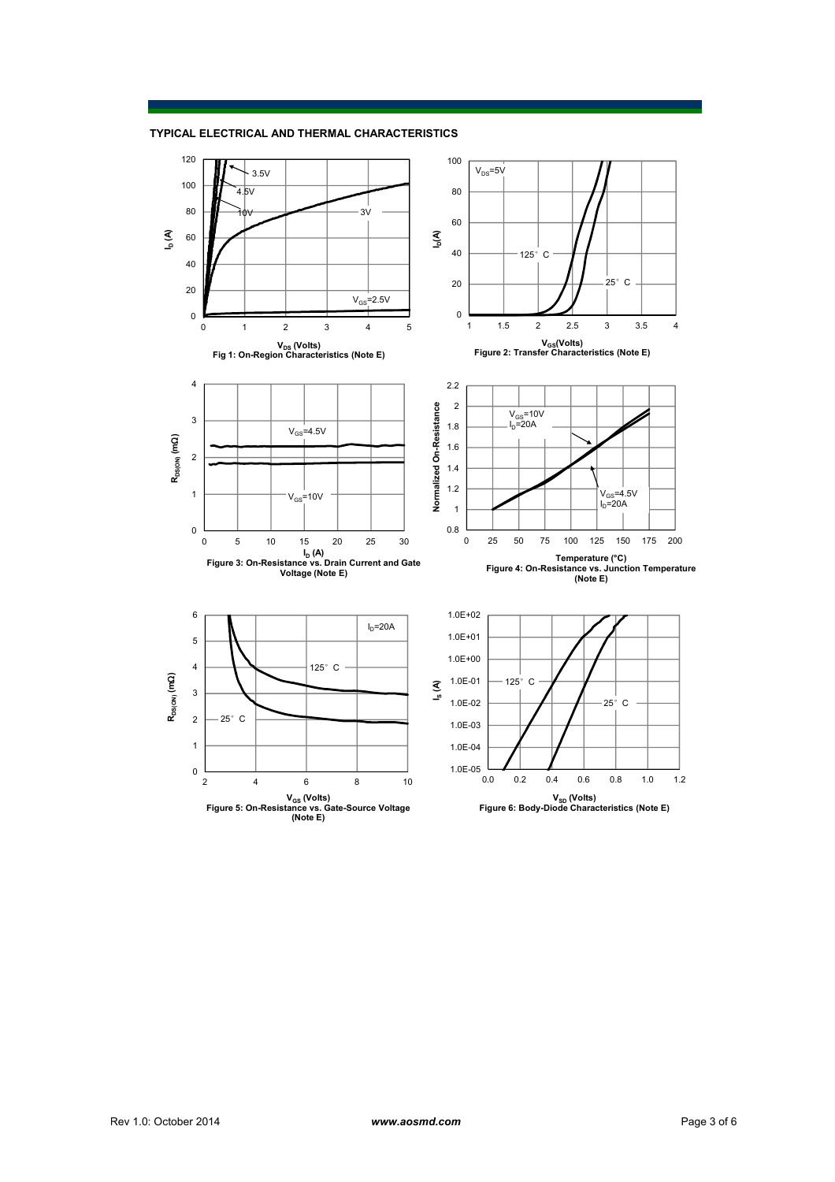## TYPICAL ELECTRICAL AND THERMAL CHARACTERISTICS

Fig 1: On-Region Characteristics (Note E)

Figure 2: Transfer Characteristics (Note E)

Figure 3: On-Resistance vs. Drain Current and Gate Voltage (Note E)

Figure 4: On-Resistance vs. Junction Temperature (Note E)

Figure 5: On-Resistance vs. Gate-Source Voltage (Note E)

Figure 6: Body-Diode Characteristics (Note E)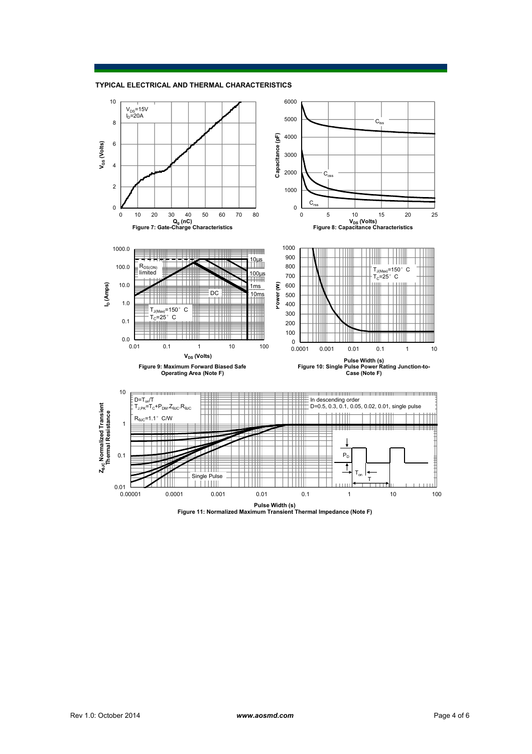## TYPICAL ELECTRICAL AND THERMAL CHARACTERISTICS

$V_{DS}$=15V
$I_D$=20A

Figure 7: Gate-Charge Characteristics

Figure 8: Capacitance Characteristics

Figure 9: Maximum Forward Biased Safe Operating Area (Note F)

Figure 10: Single Pulse Power Rating Junction-to-Case (Note F)

Figure 11: Normalized Maximum Transient Thermal Impedance (Note F)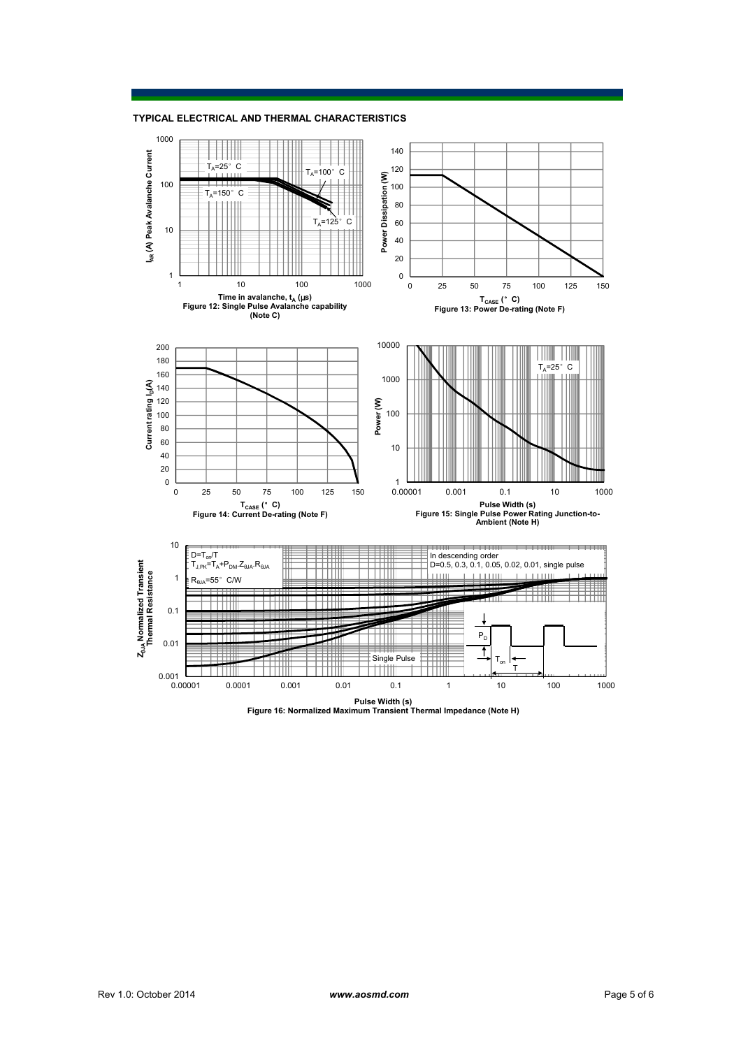## TYPICAL ELECTRICAL AND THERMAL CHARACTERISTICS

Figure 12: Single Pulse Avalanche capability (Note C)

Figure 13: Power De-rating (Note F)

Figure 14: Current De-rating (Note F)

Figure 15: Single Pulse Power Rating Junction-to-Ambient (Note H)

Figure 16: Normalized Maximum Transient Thermal Impedance (Note H)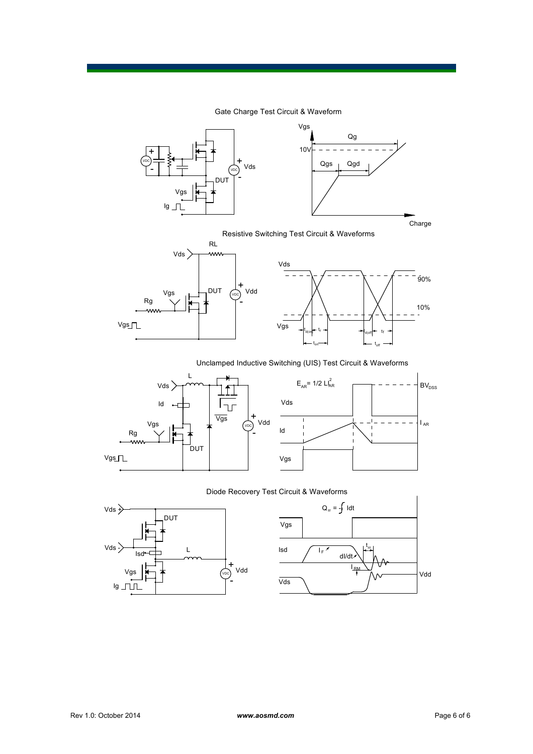Gate Charge Test Circuit & Waveform

VDC
+
-
VDC
+
Vds
-
DUT
Vgs
Ig

Vgs
Qg
10V
Qgs
Qgd
Charge

Resistive Switching Test Circuit & Waveforms

RL
Vds
DUT
Vgs
Rg
VDC
+
Vdd
-
Vgs

Vds
90%
10%
Vgs
$t_{d(on)}$
$t_r$
$t_{on}$
$t_{d(off)}$
$t_f$
$t_{off}$

Unclamped Inductive Switching (UIS) Test Circuit & Waveforms

L
Vds
Id
Vgs
Rg
Vgs
DUT
$\overline{Vgs}$
VDC
+
Vdd
-

$E_{AR} = 1/2\ LI_{AR}^2$
$BV_{DSS}$
Vds
Id
$I_{AR}$
Vgs

Diode Recovery Test Circuit & Waveforms

Vds +
DUT
Vds -
Isd
L
Vgs
Ig
VDC
+
Vdd
-

$Q_{rr} = -\int Idt$
Vgs
Isd
$I_F$
dI/dt
$t_{rr}$
$I_{RM}$
Vds
Vdd